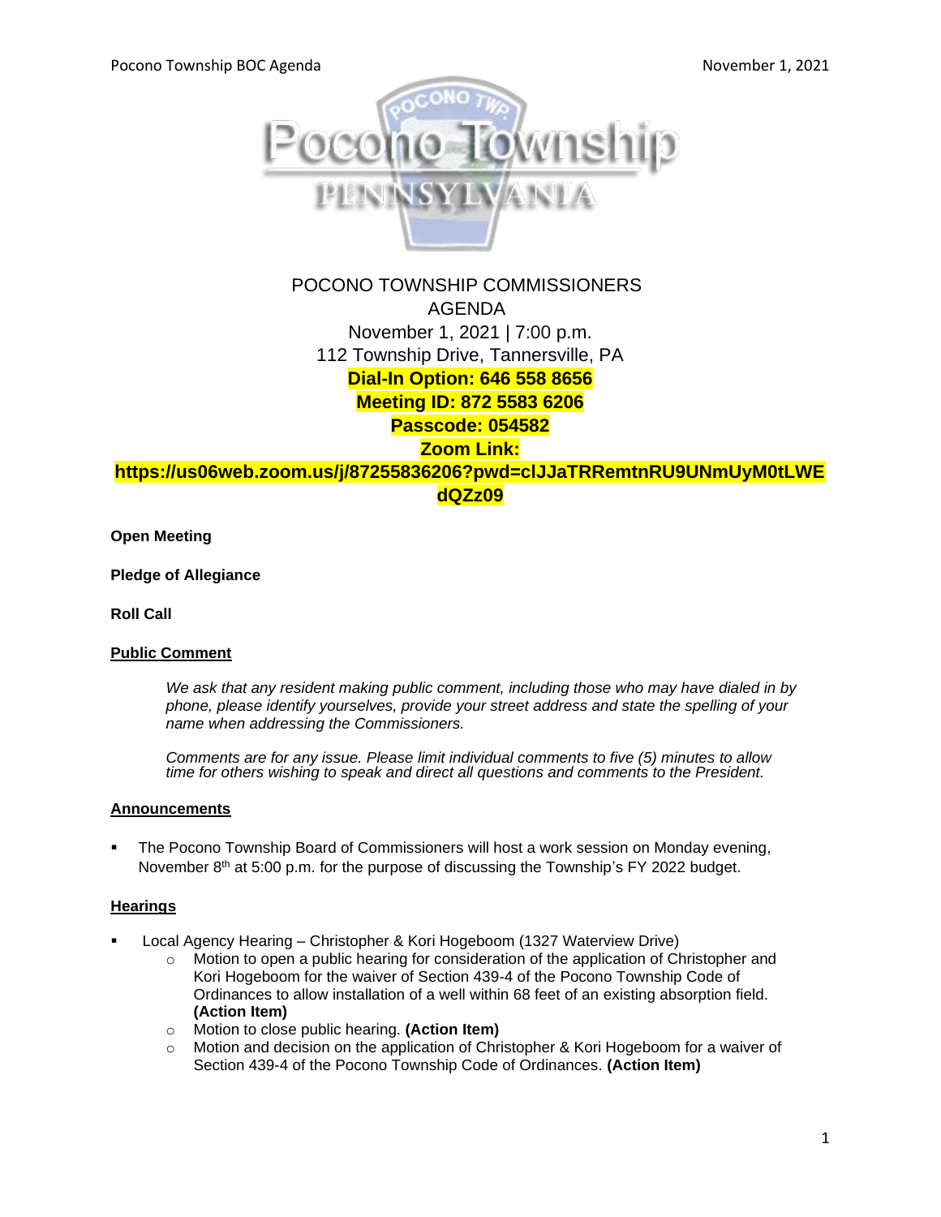# POCONO TOWNSHIP COMMISSIONERS
## AGENDA

November 1, 2021 | 7:00 p.m.
112 Township Drive, Tannersville, PA

**Dial-In Option: 646 558 8656**
**Meeting ID: 872 5583 6206**
**Passcode: 054582**
**Zoom Link:**
**https://us06web.zoom.us/j/87255836206?pwd=clJJaTRRemtnRU9UNmUyM0tLWEdQZz09**

**Open Meeting**

**Pledge of Allegiance**

**Roll Call**

**Public Comment**

*We ask that any resident making public comment, including those who may have dialed in by phone, please identify yourselves, provide your street address and state the spelling of your name when addressing the Commissioners.*

*Comments are for any issue. Please limit individual comments to five (5) minutes to allow time for others wishing to speak and direct all questions and comments to the President.*

**Announcements**

- The Pocono Township Board of Commissioners will host a work session on Monday evening, November 8th at 5:00 p.m. for the purpose of discussing the Township's FY 2022 budget.

**Hearings**

- Local Agency Hearing – Christopher & Kori Hogeboom (1327 Waterview Drive)
  - Motion to open a public hearing for consideration of the application of Christopher and Kori Hogeboom for the waiver of Section 439-4 of the Pocono Township Code of Ordinances to allow installation of a well within 68 feet of an existing absorption field. **(Action Item)**
  - Motion to close public hearing. **(Action Item)**
  - Motion and decision on the application of Christopher & Kori Hogeboom for a waiver of Section 439-4 of the Pocono Township Code of Ordinances. **(Action Item)**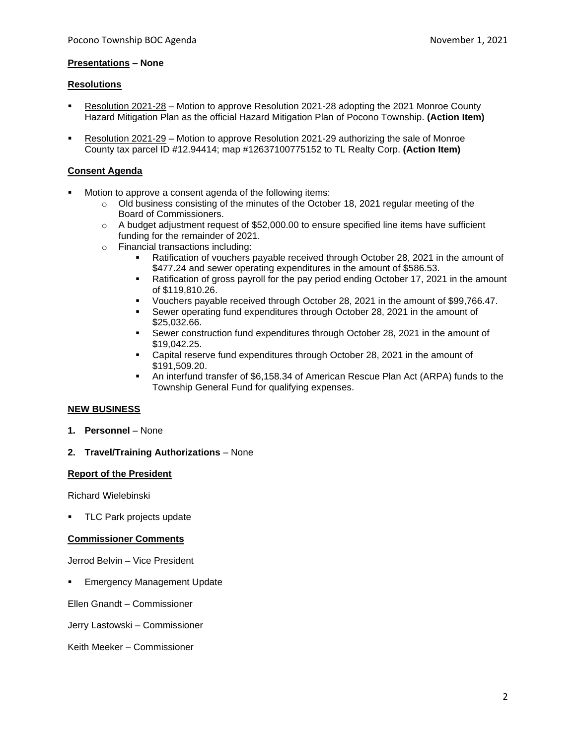**Presentations – None**

**Resolutions**

- Resolution 2021-28 – Motion to approve Resolution 2021-28 adopting the 2021 Monroe County Hazard Mitigation Plan as the official Hazard Mitigation Plan of Pocono Township. **(Action Item)**

- Resolution 2021-29 – Motion to approve Resolution 2021-29 authorizing the sale of Monroe County tax parcel ID #12.94414; map #12637100775152 to TL Realty Corp. **(Action Item)**

**Consent Agenda**

- Motion to approve a consent agenda of the following items:
  - Old business consisting of the minutes of the October 18, 2021 regular meeting of the Board of Commissioners.
  - A budget adjustment request of $52,000.00 to ensure specified line items have sufficient funding for the remainder of 2021.
  - Financial transactions including:
    - Ratification of vouchers payable received through October 28, 2021 in the amount of $477.24 and sewer operating expenditures in the amount of $586.53.
    - Ratification of gross payroll for the pay period ending October 17, 2021 in the amount of $119,810.26.
    - Vouchers payable received through October 28, 2021 in the amount of $99,766.47.
    - Sewer operating fund expenditures through October 28, 2021 in the amount of $25,032.66.
    - Sewer construction fund expenditures through October 28, 2021 in the amount of $19,042.25.
    - Capital reserve fund expenditures through October 28, 2021 in the amount of $191,509.20.
    - An interfund transfer of $6,158.34 of American Rescue Plan Act (ARPA) funds to the Township General Fund for qualifying expenses.

**NEW BUSINESS**

1. **Personnel** – None

2. **Travel/Training Authorizations** – None

**Report of the President**

Richard Wielebinski

- TLC Park projects update

**Commissioner Comments**

Jerrod Belvin – Vice President

- Emergency Management Update

Ellen Gnandt – Commissioner

Jerry Lastowski – Commissioner

Keith Meeker – Commissioner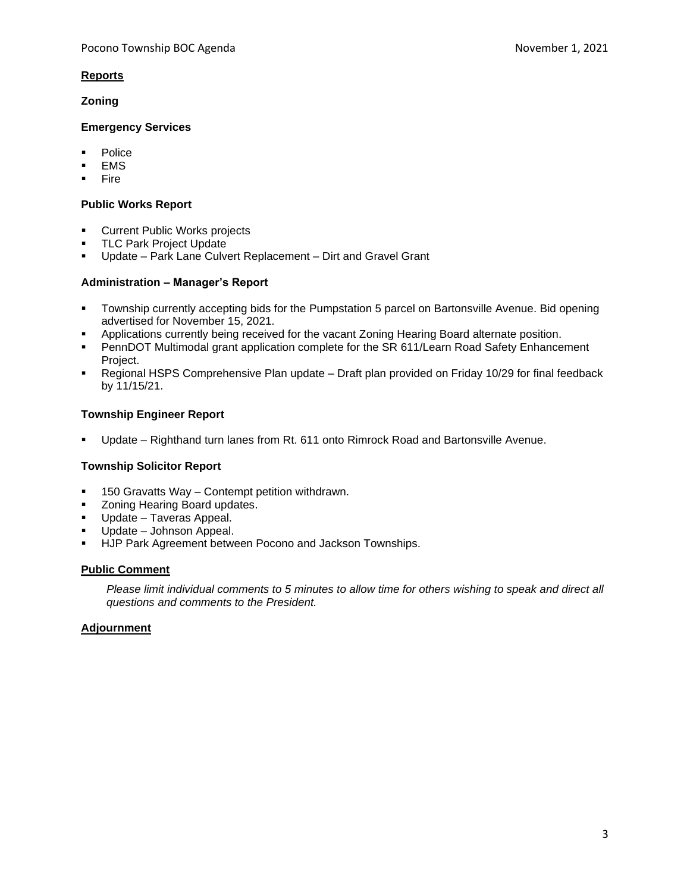## **Reports**

### Zoning

### Emergency Services

- Police
- EMS
- Fire

### Public Works Report

- Current Public Works projects
- TLC Park Project Update
- Update – Park Lane Culvert Replacement – Dirt and Gravel Grant

### Administration – Manager's Report

- Township currently accepting bids for the Pumpstation 5 parcel on Bartonsville Avenue. Bid opening advertised for November 15, 2021.
- Applications currently being received for the vacant Zoning Hearing Board alternate position.
- PennDOT Multimodal grant application complete for the SR 611/Learn Road Safety Enhancement Project.
- Regional HSPS Comprehensive Plan update – Draft plan provided on Friday 10/29 for final feedback by 11/15/21.

### Township Engineer Report

- Update – Righthand turn lanes from Rt. 611 onto Rimrock Road and Bartonsville Avenue.

### Township Solicitor Report

- 150 Gravatts Way – Contempt petition withdrawn.
- Zoning Hearing Board updates.
- Update – Taveras Appeal.
- Update – Johnson Appeal.
- HJP Park Agreement between Pocono and Jackson Townships.

## **Public Comment**

*Please limit individual comments to 5 minutes to allow time for others wishing to speak and direct all questions and comments to the President.*

## **Adjournment**